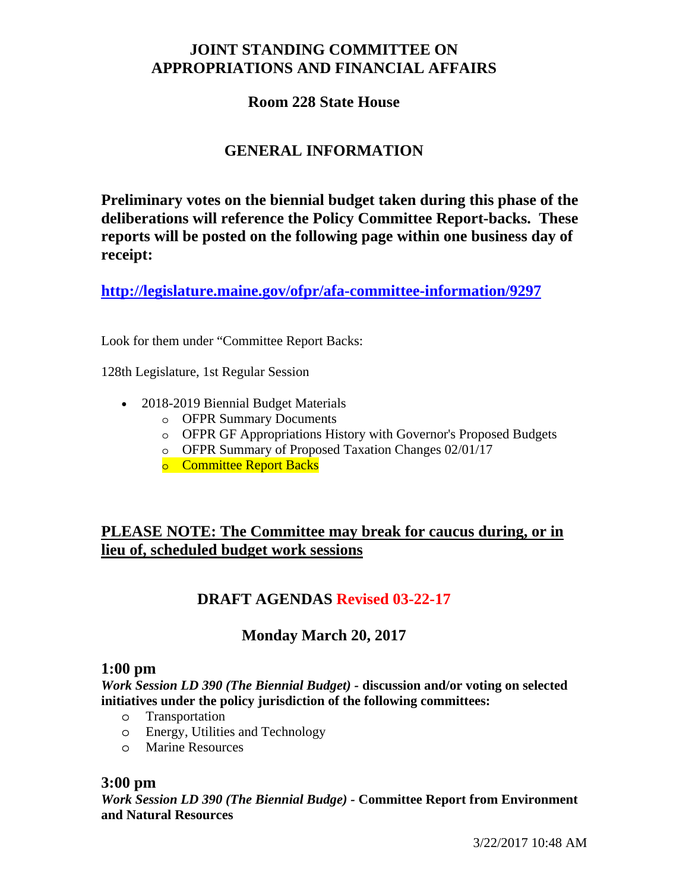# JOINT STANDING COMMITTEE ON APPROPRIATIONS AND FINANCIAL AFFAIRS

## Room 228 State House

## GENERAL INFORMATION

**Preliminary votes on the biennial budget taken during this phase of the deliberations will reference the Policy Committee Report-backs. These reports will be posted on the following page within one business day of receipt:**

**http://legislature.maine.gov/ofpr/afa-committee-information/9297**

Look for them under "Committee Report Backs:

128th Legislature, 1st Regular Session

- 2018-2019 Biennial Budget Materials
  - OFPR Summary Documents
  - OFPR GF Appropriations History with Governor's Proposed Budgets
  - OFPR Summary of Proposed Taxation Changes 02/01/17
  - Committee Report Backs

**PLEASE NOTE: The Committee may break for caucus during, or in lieu of, scheduled budget work sessions**

## DRAFT AGENDAS Revised 03-22-17

## Monday March 20, 2017

### 1:00 pm

***Work Session LD 390 (The Biennial Budget)*** **- discussion and/or voting on selected initiatives under the policy jurisdiction of the following committees:**

- Transportation
- Energy, Utilities and Technology
- Marine Resources

### 3:00 pm

***Work Session LD 390 (The Biennial Budge)*** **- Committee Report from Environment and Natural Resources**

3/22/2017 10:48 AM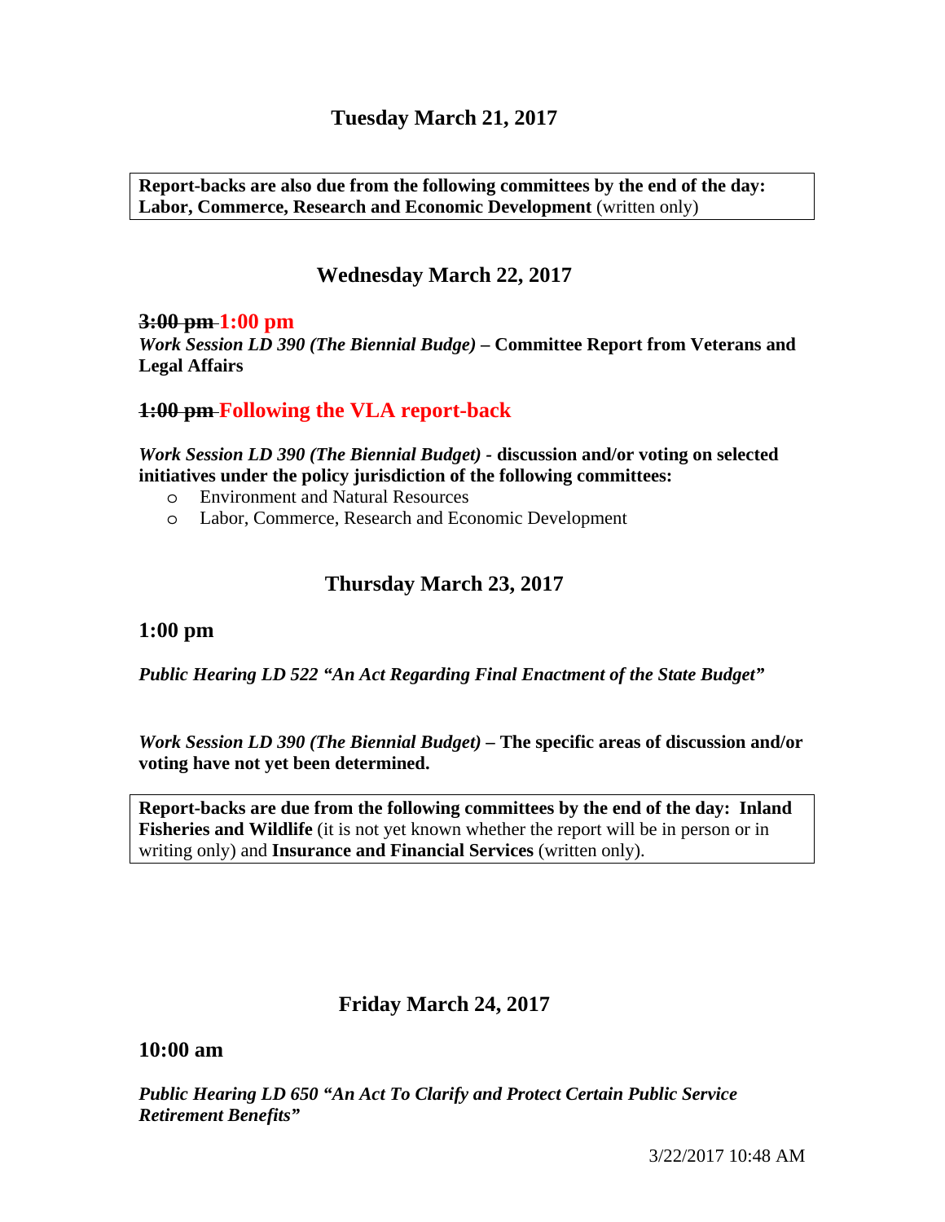## Tuesday March 21, 2017

**Report-backs are also due from the following committees by the end of the day: Labor, Commerce, Research and Economic Development** (written only)

## Wednesday March 22, 2017

### ~~3:00 pm~~ 1:00 pm

***Work Session LD 390 (The Biennial Budge)*** **– Committee Report from Veterans and Legal Affairs**

### ~~1:00 pm~~ Following the VLA report-back

***Work Session LD 390 (The Biennial Budget)*** **- discussion and/or voting on selected initiatives under the policy jurisdiction of the following committees:**

- Environment and Natural Resources
- Labor, Commerce, Research and Economic Development

## Thursday March 23, 2017

### 1:00 pm

***Public Hearing LD 522 "An Act Regarding Final Enactment of the State Budget"***

***Work Session LD 390 (The Biennial Budget)*** **– The specific areas of discussion and/or voting have not yet been determined.**

**Report-backs are due from the following committees by the end of the day: Inland Fisheries and Wildlife** (it is not yet known whether the report will be in person or in writing only) and **Insurance and Financial Services** (written only).

## Friday March 24, 2017

### 10:00 am

***Public Hearing LD 650 "An Act To Clarify and Protect Certain Public Service Retirement Benefits"***

3/22/2017 10:48 AM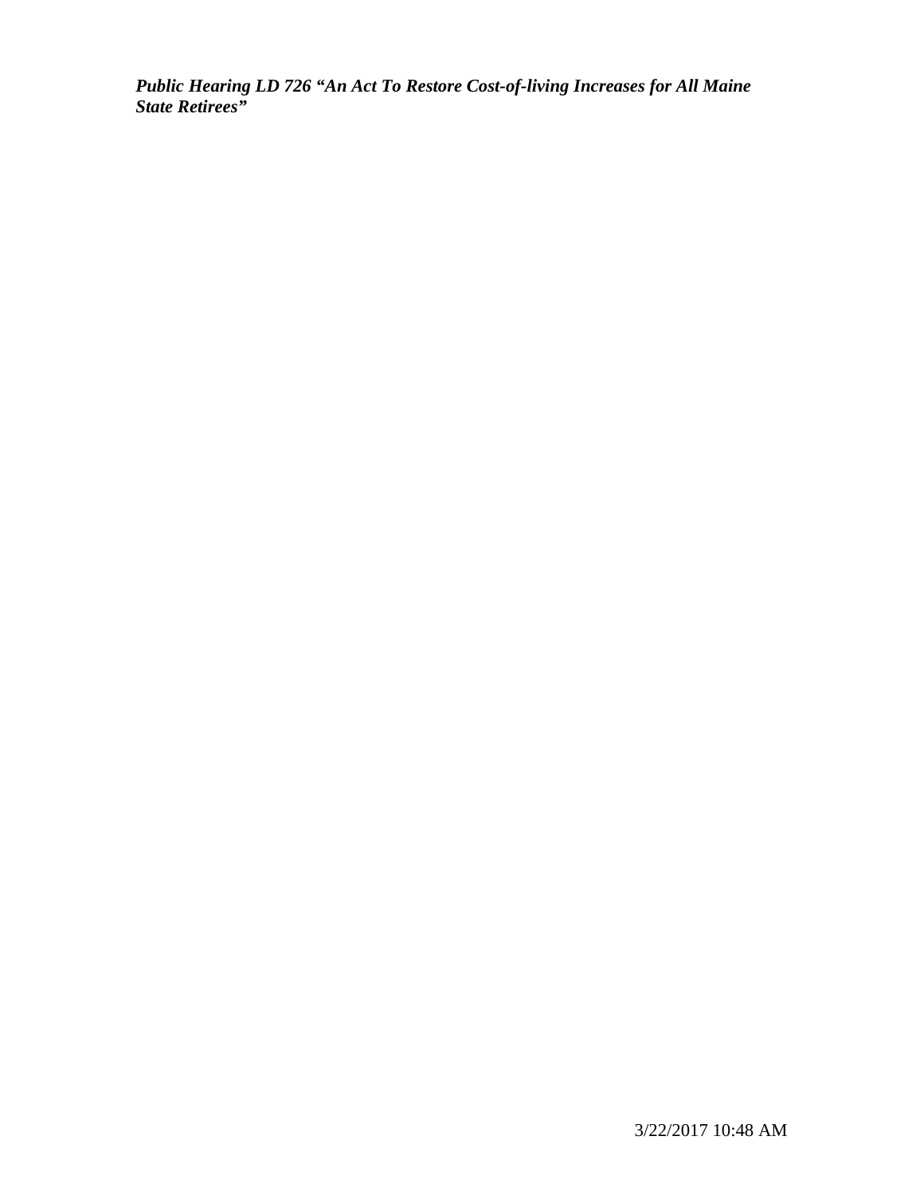***Public Hearing LD 726 "An Act To Restore Cost-of-living Increases for All Maine State Retirees"***

3/22/2017 10:48 AM